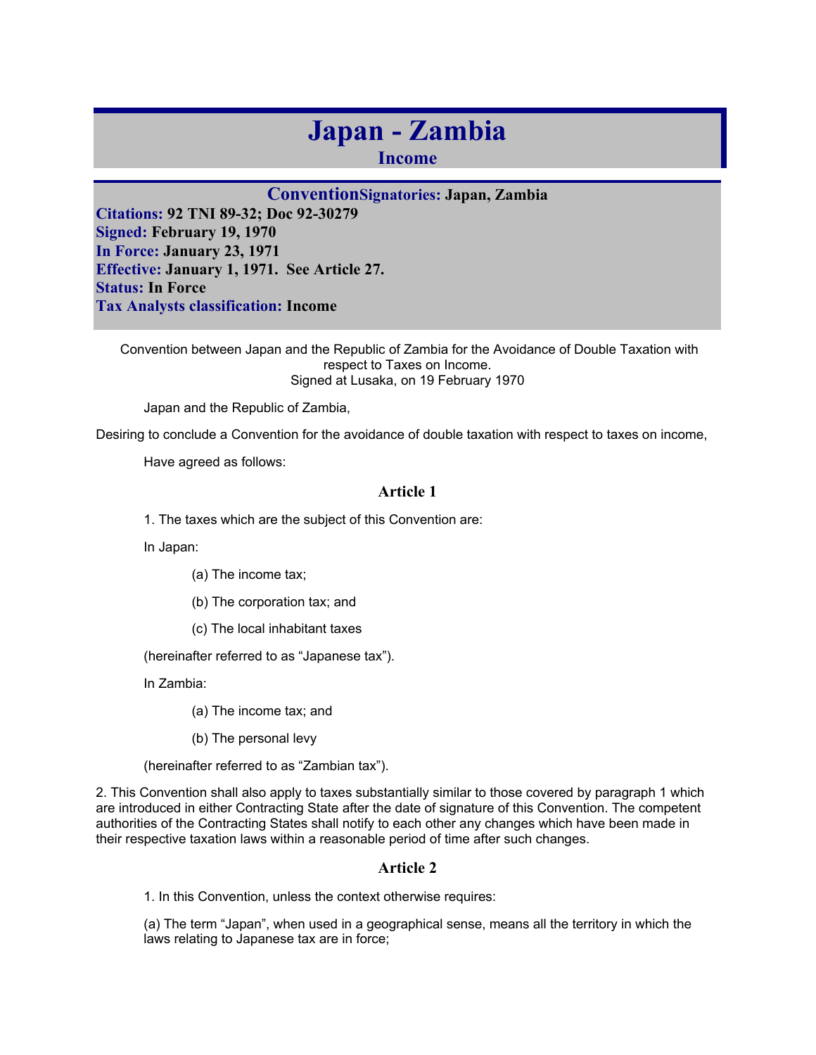# Japan - Zambia

## Income

**Convention** **Signatories:** Japan, Zambia
**Citations:** 92 TNI 89-32; Doc 92-30279
**Signed:** February 19, 1970
**In Force:** January 23, 1971
**Effective:** January 1, 1971. See Article 27.
**Status:** In Force
**Tax Analysts classification:** Income

Convention between Japan and the Republic of Zambia for the Avoidance of Double Taxation with respect to Taxes on Income.
Signed at Lusaka, on 19 February 1970

Japan and the Republic of Zambia,

Desiring to conclude a Convention for the avoidance of double taxation with respect to taxes on income,

Have agreed as follows:

### Article 1

1. The taxes which are the subject of this Convention are:

In Japan:

(a) The income tax;

(b) The corporation tax; and

(c) The local inhabitant taxes

(hereinafter referred to as "Japanese tax").

In Zambia:

(a) The income tax; and

(b) The personal levy

(hereinafter referred to as "Zambian tax").

2. This Convention shall also apply to taxes substantially similar to those covered by paragraph 1 which are introduced in either Contracting State after the date of signature of this Convention. The competent authorities of the Contracting States shall notify to each other any changes which have been made in their respective taxation laws within a reasonable period of time after such changes.

### Article 2

1. In this Convention, unless the context otherwise requires:

(a) The term "Japan", when used in a geographical sense, means all the territory in which the laws relating to Japanese tax are in force;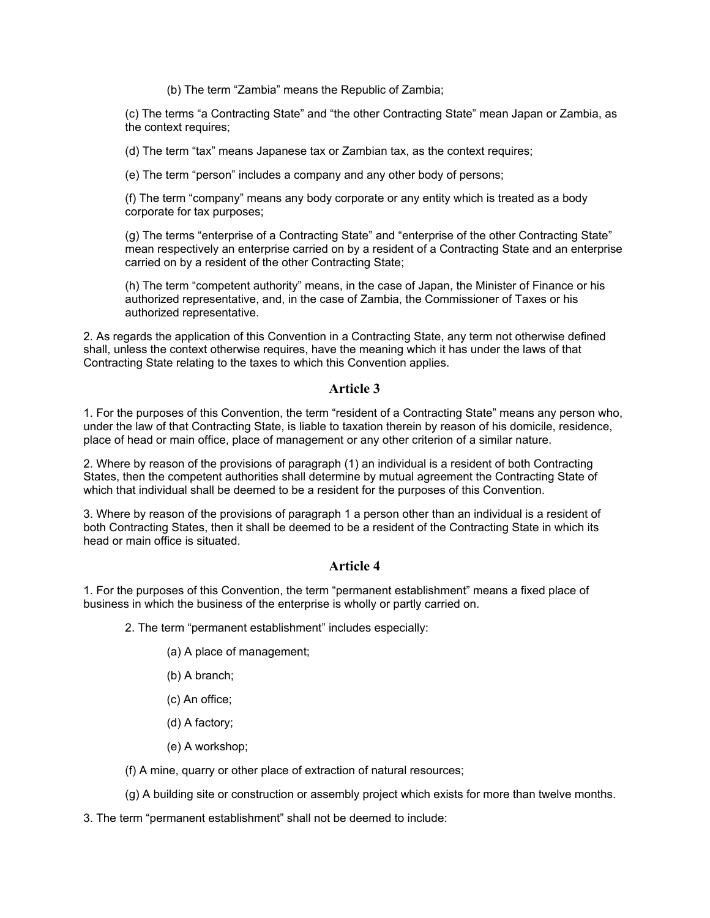(b) The term “Zambia” means the Republic of Zambia;

(c) The terms “a Contracting State” and “the other Contracting State” mean Japan or Zambia, as the context requires;

(d) The term “tax” means Japanese tax or Zambian tax, as the context requires;

(e) The term “person” includes a company and any other body of persons;

(f) The term “company” means any body corporate or any entity which is treated as a body corporate for tax purposes;

(g) The terms “enterprise of a Contracting State” and “enterprise of the other Contracting State” mean respectively an enterprise carried on by a resident of a Contracting State and an enterprise carried on by a resident of the other Contracting State;

(h) The term “competent authority” means, in the case of Japan, the Minister of Finance or his authorized representative, and, in the case of Zambia, the Commissioner of Taxes or his authorized representative.

2. As regards the application of this Convention in a Contracting State, any term not otherwise defined shall, unless the context otherwise requires, have the meaning which it has under the laws of that Contracting State relating to the taxes to which this Convention applies.

## Article 3

1. For the purposes of this Convention, the term “resident of a Contracting State” means any person who, under the law of that Contracting State, is liable to taxation therein by reason of his domicile, residence, place of head or main office, place of management or any other criterion of a similar nature.

2. Where by reason of the provisions of paragraph (1) an individual is a resident of both Contracting States, then the competent authorities shall determine by mutual agreement the Contracting State of which that individual shall be deemed to be a resident for the purposes of this Convention.

3. Where by reason of the provisions of paragraph 1 a person other than an individual is a resident of both Contracting States, then it shall be deemed to be a resident of the Contracting State in which its head or main office is situated.

## Article 4

1. For the purposes of this Convention, the term “permanent establishment” means a fixed place of business in which the business of the enterprise is wholly or partly carried on.

2. The term “permanent establishment” includes especially:

(a) A place of management;

(b) A branch;

(c) An office;

(d) A factory;

(e) A workshop;

(f) A mine, quarry or other place of extraction of natural resources;

(g) A building site or construction or assembly project which exists for more than twelve months.

3. The term “permanent establishment” shall not be deemed to include: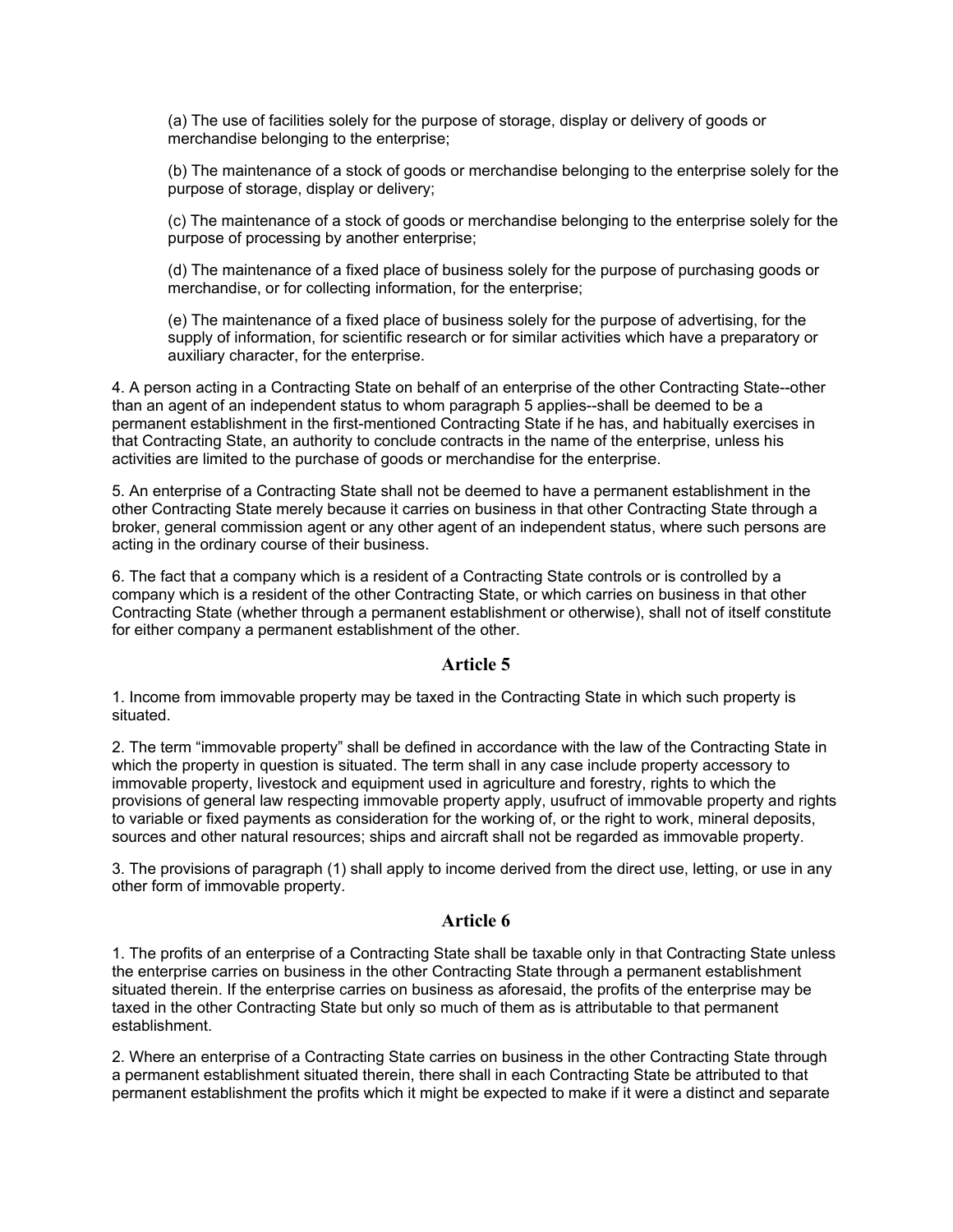(a) The use of facilities solely for the purpose of storage, display or delivery of goods or merchandise belonging to the enterprise;

(b) The maintenance of a stock of goods or merchandise belonging to the enterprise solely for the purpose of storage, display or delivery;

(c) The maintenance of a stock of goods or merchandise belonging to the enterprise solely for the purpose of processing by another enterprise;

(d) The maintenance of a fixed place of business solely for the purpose of purchasing goods or merchandise, or for collecting information, for the enterprise;

(e) The maintenance of a fixed place of business solely for the purpose of advertising, for the supply of information, for scientific research or for similar activities which have a preparatory or auxiliary character, for the enterprise.

4. A person acting in a Contracting State on behalf of an enterprise of the other Contracting State--other than an agent of an independent status to whom paragraph 5 applies--shall be deemed to be a permanent establishment in the first-mentioned Contracting State if he has, and habitually exercises in that Contracting State, an authority to conclude contracts in the name of the enterprise, unless his activities are limited to the purchase of goods or merchandise for the enterprise.

5. An enterprise of a Contracting State shall not be deemed to have a permanent establishment in the other Contracting State merely because it carries on business in that other Contracting State through a broker, general commission agent or any other agent of an independent status, where such persons are acting in the ordinary course of their business.

6. The fact that a company which is a resident of a Contracting State controls or is controlled by a company which is a resident of the other Contracting State, or which carries on business in that other Contracting State (whether through a permanent establishment or otherwise), shall not of itself constitute for either company a permanent establishment of the other.

## Article 5

1. Income from immovable property may be taxed in the Contracting State in which such property is situated.

2. The term “immovable property” shall be defined in accordance with the law of the Contracting State in which the property in question is situated. The term shall in any case include property accessory to immovable property, livestock and equipment used in agriculture and forestry, rights to which the provisions of general law respecting immovable property apply, usufruct of immovable property and rights to variable or fixed payments as consideration for the working of, or the right to work, mineral deposits, sources and other natural resources; ships and aircraft shall not be regarded as immovable property.

3. The provisions of paragraph (1) shall apply to income derived from the direct use, letting, or use in any other form of immovable property.

## Article 6

1. The profits of an enterprise of a Contracting State shall be taxable only in that Contracting State unless the enterprise carries on business in the other Contracting State through a permanent establishment situated therein. If the enterprise carries on business as aforesaid, the profits of the enterprise may be taxed in the other Contracting State but only so much of them as is attributable to that permanent establishment.

2. Where an enterprise of a Contracting State carries on business in the other Contracting State through a permanent establishment situated therein, there shall in each Contracting State be attributed to that permanent establishment the profits which it might be expected to make if it were a distinct and separate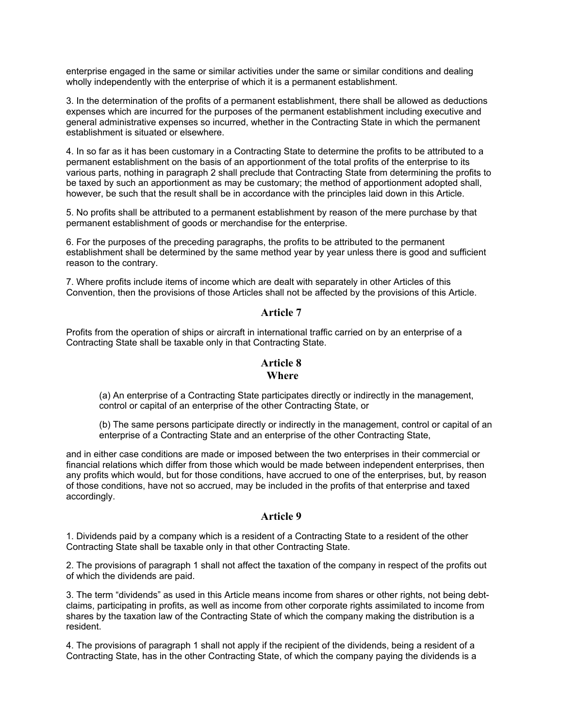enterprise engaged in the same or similar activities under the same or similar conditions and dealing wholly independently with the enterprise of which it is a permanent establishment.

3. In the determination of the profits of a permanent establishment, there shall be allowed as deductions expenses which are incurred for the purposes of the permanent establishment including executive and general administrative expenses so incurred, whether in the Contracting State in which the permanent establishment is situated or elsewhere.

4. In so far as it has been customary in a Contracting State to determine the profits to be attributed to a permanent establishment on the basis of an apportionment of the total profits of the enterprise to its various parts, nothing in paragraph 2 shall preclude that Contracting State from determining the profits to be taxed by such an apportionment as may be customary; the method of apportionment adopted shall, however, be such that the result shall be in accordance with the principles laid down in this Article.

5. No profits shall be attributed to a permanent establishment by reason of the mere purchase by that permanent establishment of goods or merchandise for the enterprise.

6. For the purposes of the preceding paragraphs, the profits to be attributed to the permanent establishment shall be determined by the same method year by year unless there is good and sufficient reason to the contrary.

7. Where profits include items of income which are dealt with separately in other Articles of this Convention, then the provisions of those Articles shall not be affected by the provisions of this Article.

## Article 7

Profits from the operation of ships or aircraft in international traffic carried on by an enterprise of a Contracting State shall be taxable only in that Contracting State.

## Article 8
**Where**

(a) An enterprise of a Contracting State participates directly or indirectly in the management, control or capital of an enterprise of the other Contracting State, or

(b) The same persons participate directly or indirectly in the management, control or capital of an enterprise of a Contracting State and an enterprise of the other Contracting State,

and in either case conditions are made or imposed between the two enterprises in their commercial or financial relations which differ from those which would be made between independent enterprises, then any profits which would, but for those conditions, have accrued to one of the enterprises, but, by reason of those conditions, have not so accrued, may be included in the profits of that enterprise and taxed accordingly.

## Article 9

1. Dividends paid by a company which is a resident of a Contracting State to a resident of the other Contracting State shall be taxable only in that other Contracting State.

2. The provisions of paragraph 1 shall not affect the taxation of the company in respect of the profits out of which the dividends are paid.

3. The term “dividends” as used in this Article means income from shares or other rights, not being debt-claims, participating in profits, as well as income from other corporate rights assimilated to income from shares by the taxation law of the Contracting State of which the company making the distribution is a resident.

4. The provisions of paragraph 1 shall not apply if the recipient of the dividends, being a resident of a Contracting State, has in the other Contracting State, of which the company paying the dividends is a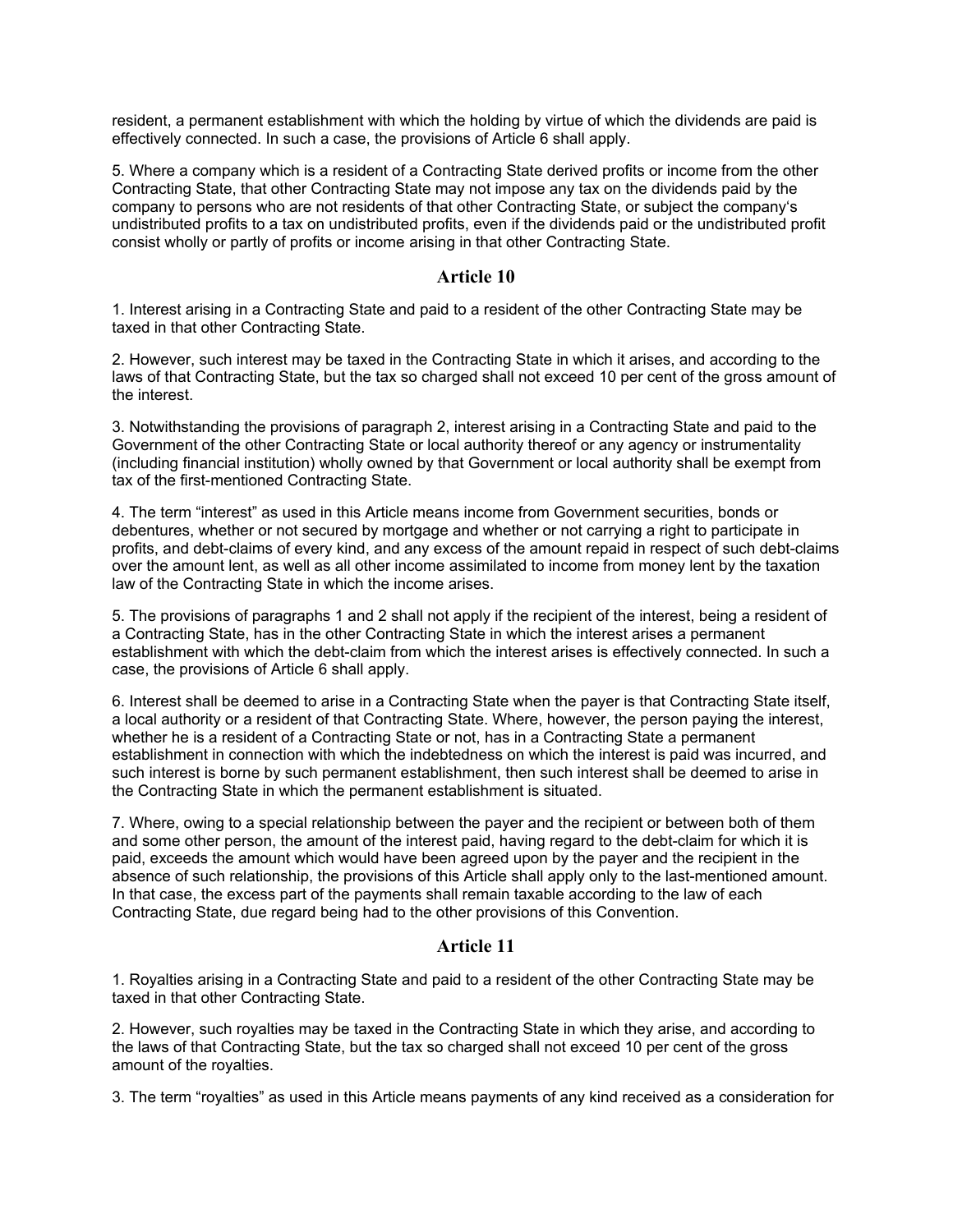resident, a permanent establishment with which the holding by virtue of which the dividends are paid is effectively connected. In such a case, the provisions of Article 6 shall apply.

5. Where a company which is a resident of a Contracting State derived profits or income from the other Contracting State, that other Contracting State may not impose any tax on the dividends paid by the company to persons who are not residents of that other Contracting State, or subject the company's undistributed profits to a tax on undistributed profits, even if the dividends paid or the undistributed profit consist wholly or partly of profits or income arising in that other Contracting State.

## Article 10

1. Interest arising in a Contracting State and paid to a resident of the other Contracting State may be taxed in that other Contracting State.

2. However, such interest may be taxed in the Contracting State in which it arises, and according to the laws of that Contracting State, but the tax so charged shall not exceed 10 per cent of the gross amount of the interest.

3. Notwithstanding the provisions of paragraph 2, interest arising in a Contracting State and paid to the Government of the other Contracting State or local authority thereof or any agency or instrumentality (including financial institution) wholly owned by that Government or local authority shall be exempt from tax of the first-mentioned Contracting State.

4. The term "interest" as used in this Article means income from Government securities, bonds or debentures, whether or not secured by mortgage and whether or not carrying a right to participate in profits, and debt-claims of every kind, and any excess of the amount repaid in respect of such debt-claims over the amount lent, as well as all other income assimilated to income from money lent by the taxation law of the Contracting State in which the income arises.

5. The provisions of paragraphs 1 and 2 shall not apply if the recipient of the interest, being a resident of a Contracting State, has in the other Contracting State in which the interest arises a permanent establishment with which the debt-claim from which the interest arises is effectively connected. In such a case, the provisions of Article 6 shall apply.

6. Interest shall be deemed to arise in a Contracting State when the payer is that Contracting State itself, a local authority or a resident of that Contracting State. Where, however, the person paying the interest, whether he is a resident of a Contracting State or not, has in a Contracting State a permanent establishment in connection with which the indebtedness on which the interest is paid was incurred, and such interest is borne by such permanent establishment, then such interest shall be deemed to arise in the Contracting State in which the permanent establishment is situated.

7. Where, owing to a special relationship between the payer and the recipient or between both of them and some other person, the amount of the interest paid, having regard to the debt-claim for which it is paid, exceeds the amount which would have been agreed upon by the payer and the recipient in the absence of such relationship, the provisions of this Article shall apply only to the last-mentioned amount. In that case, the excess part of the payments shall remain taxable according to the law of each Contracting State, due regard being had to the other provisions of this Convention.

## Article 11

1. Royalties arising in a Contracting State and paid to a resident of the other Contracting State may be taxed in that other Contracting State.

2. However, such royalties may be taxed in the Contracting State in which they arise, and according to the laws of that Contracting State, but the tax so charged shall not exceed 10 per cent of the gross amount of the royalties.

3. The term "royalties" as used in this Article means payments of any kind received as a consideration for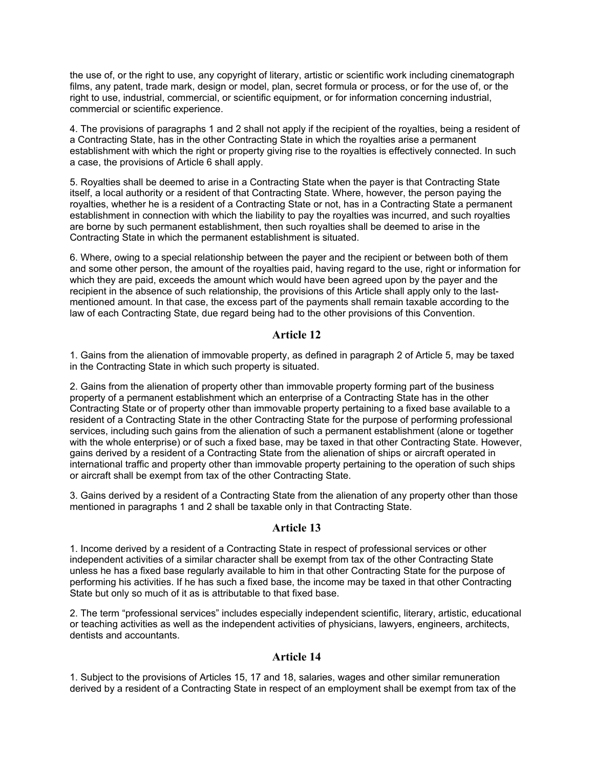the use of, or the right to use, any copyright of literary, artistic or scientific work including cinematograph films, any patent, trade mark, design or model, plan, secret formula or process, or for the use of, or the right to use, industrial, commercial, or scientific equipment, or for information concerning industrial, commercial or scientific experience.

4. The provisions of paragraphs 1 and 2 shall not apply if the recipient of the royalties, being a resident of a Contracting State, has in the other Contracting State in which the royalties arise a permanent establishment with which the right or property giving rise to the royalties is effectively connected. In such a case, the provisions of Article 6 shall apply.

5. Royalties shall be deemed to arise in a Contracting State when the payer is that Contracting State itself, a local authority or a resident of that Contracting State. Where, however, the person paying the royalties, whether he is a resident of a Contracting State or not, has in a Contracting State a permanent establishment in connection with which the liability to pay the royalties was incurred, and such royalties are borne by such permanent establishment, then such royalties shall be deemed to arise in the Contracting State in which the permanent establishment is situated.

6. Where, owing to a special relationship between the payer and the recipient or between both of them and some other person, the amount of the royalties paid, having regard to the use, right or information for which they are paid, exceeds the amount which would have been agreed upon by the payer and the recipient in the absence of such relationship, the provisions of this Article shall apply only to the last-mentioned amount. In that case, the excess part of the payments shall remain taxable according to the law of each Contracting State, due regard being had to the other provisions of this Convention.

## Article 12

1. Gains from the alienation of immovable property, as defined in paragraph 2 of Article 5, may be taxed in the Contracting State in which such property is situated.

2. Gains from the alienation of property other than immovable property forming part of the business property of a permanent establishment which an enterprise of a Contracting State has in the other Contracting State or of property other than immovable property pertaining to a fixed base available to a resident of a Contracting State in the other Contracting State for the purpose of performing professional services, including such gains from the alienation of such a permanent establishment (alone or together with the whole enterprise) or of such a fixed base, may be taxed in that other Contracting State. However, gains derived by a resident of a Contracting State from the alienation of ships or aircraft operated in international traffic and property other than immovable property pertaining to the operation of such ships or aircraft shall be exempt from tax of the other Contracting State.

3. Gains derived by a resident of a Contracting State from the alienation of any property other than those mentioned in paragraphs 1 and 2 shall be taxable only in that Contracting State.

## Article 13

1. Income derived by a resident of a Contracting State in respect of professional services or other independent activities of a similar character shall be exempt from tax of the other Contracting State unless he has a fixed base regularly available to him in that other Contracting State for the purpose of performing his activities. If he has such a fixed base, the income may be taxed in that other Contracting State but only so much of it as is attributable to that fixed base.

2. The term "professional services" includes especially independent scientific, literary, artistic, educational or teaching activities as well as the independent activities of physicians, lawyers, engineers, architects, dentists and accountants.

## Article 14

1. Subject to the provisions of Articles 15, 17 and 18, salaries, wages and other similar remuneration derived by a resident of a Contracting State in respect of an employment shall be exempt from tax of the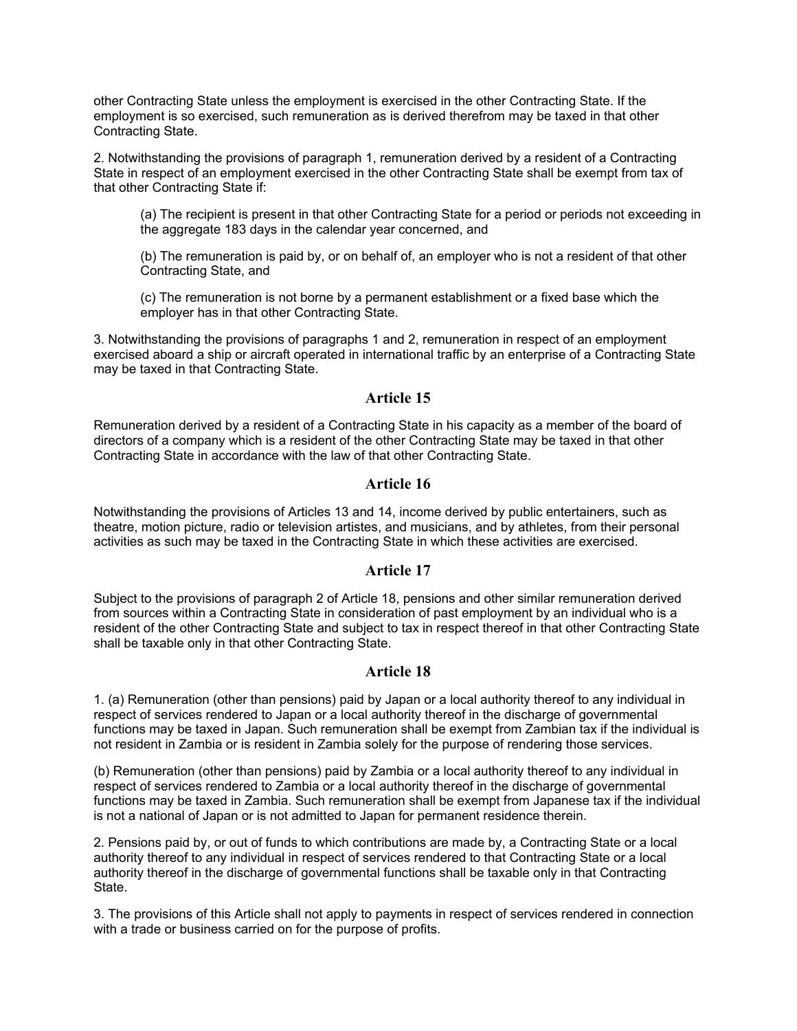other Contracting State unless the employment is exercised in the other Contracting State. If the employment is so exercised, such remuneration as is derived therefrom may be taxed in that other Contracting State.

2. Notwithstanding the provisions of paragraph 1, remuneration derived by a resident of a Contracting State in respect of an employment exercised in the other Contracting State shall be exempt from tax of that other Contracting State if:

> (a) The recipient is present in that other Contracting State for a period or periods not exceeding in the aggregate 183 days in the calendar year concerned, and
>
> (b) The remuneration is paid by, or on behalf of, an employer who is not a resident of that other Contracting State, and
>
> (c) The remuneration is not borne by a permanent establishment or a fixed base which the employer has in that other Contracting State.

3. Notwithstanding the provisions of paragraphs 1 and 2, remuneration in respect of an employment exercised aboard a ship or aircraft operated in international traffic by an enterprise of a Contracting State may be taxed in that Contracting State.

## Article 15

Remuneration derived by a resident of a Contracting State in his capacity as a member of the board of directors of a company which is a resident of the other Contracting State may be taxed in that other Contracting State in accordance with the law of that other Contracting State.

## Article 16

Notwithstanding the provisions of Articles 13 and 14, income derived by public entertainers, such as theatre, motion picture, radio or television artistes, and musicians, and by athletes, from their personal activities as such may be taxed in the Contracting State in which these activities are exercised.

## Article 17

Subject to the provisions of paragraph 2 of Article 18, pensions and other similar remuneration derived from sources within a Contracting State in consideration of past employment by an individual who is a resident of the other Contracting State and subject to tax in respect thereof in that other Contracting State shall be taxable only in that other Contracting State.

## Article 18

1. (a) Remuneration (other than pensions) paid by Japan or a local authority thereof to any individual in respect of services rendered to Japan or a local authority thereof in the discharge of governmental functions may be taxed in Japan. Such remuneration shall be exempt from Zambian tax if the individual is not resident in Zambia or is resident in Zambia solely for the purpose of rendering those services.

(b) Remuneration (other than pensions) paid by Zambia or a local authority thereof to any individual in respect of services rendered to Zambia or a local authority thereof in the discharge of governmental functions may be taxed in Zambia. Such remuneration shall be exempt from Japanese tax if the individual is not a national of Japan or is not admitted to Japan for permanent residence therein.

2. Pensions paid by, or out of funds to which contributions are made by, a Contracting State or a local authority thereof to any individual in respect of services rendered to that Contracting State or a local authority thereof in the discharge of governmental functions shall be taxable only in that Contracting State.

3. The provisions of this Article shall not apply to payments in respect of services rendered in connection with a trade or business carried on for the purpose of profits.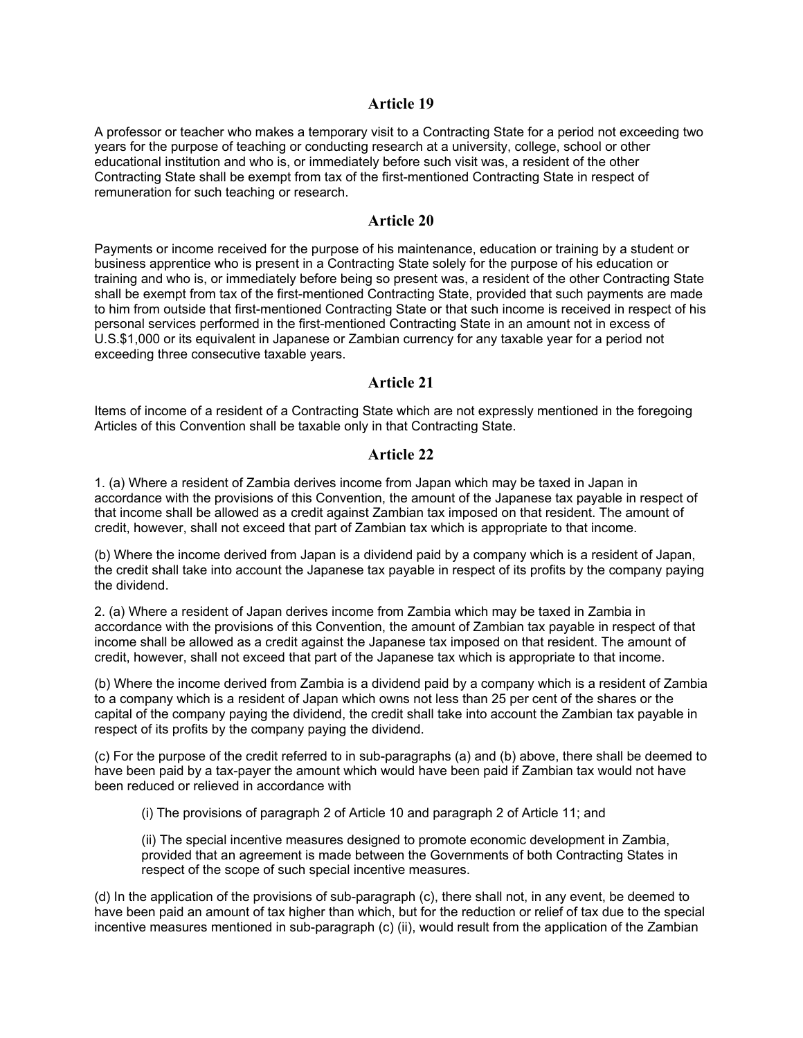## Article 19

A professor or teacher who makes a temporary visit to a Contracting State for a period not exceeding two years for the purpose of teaching or conducting research at a university, college, school or other educational institution and who is, or immediately before such visit was, a resident of the other Contracting State shall be exempt from tax of the first-mentioned Contracting State in respect of remuneration for such teaching or research.

## Article 20

Payments or income received for the purpose of his maintenance, education or training by a student or business apprentice who is present in a Contracting State solely for the purpose of his education or training and who is, or immediately before being so present was, a resident of the other Contracting State shall be exempt from tax of the first-mentioned Contracting State, provided that such payments are made to him from outside that first-mentioned Contracting State or that such income is received in respect of his personal services performed in the first-mentioned Contracting State in an amount not in excess of U.S.$1,000 or its equivalent in Japanese or Zambian currency for any taxable year for a period not exceeding three consecutive taxable years.

## Article 21

Items of income of a resident of a Contracting State which are not expressly mentioned in the foregoing Articles of this Convention shall be taxable only in that Contracting State.

## Article 22

1. (a) Where a resident of Zambia derives income from Japan which may be taxed in Japan in accordance with the provisions of this Convention, the amount of the Japanese tax payable in respect of that income shall be allowed as a credit against Zambian tax imposed on that resident. The amount of credit, however, shall not exceed that part of Zambian tax which is appropriate to that income.

(b) Where the income derived from Japan is a dividend paid by a company which is a resident of Japan, the credit shall take into account the Japanese tax payable in respect of its profits by the company paying the dividend.

2. (a) Where a resident of Japan derives income from Zambia which may be taxed in Zambia in accordance with the provisions of this Convention, the amount of Zambian tax payable in respect of that income shall be allowed as a credit against the Japanese tax imposed on that resident. The amount of credit, however, shall not exceed that part of the Japanese tax which is appropriate to that income.

(b) Where the income derived from Zambia is a dividend paid by a company which is a resident of Zambia to a company which is a resident of Japan which owns not less than 25 per cent of the shares or the capital of the company paying the dividend, the credit shall take into account the Zambian tax payable in respect of its profits by the company paying the dividend.

(c) For the purpose of the credit referred to in sub-paragraphs (a) and (b) above, there shall be deemed to have been paid by a tax-payer the amount which would have been paid if Zambian tax would not have been reduced or relieved in accordance with

(i) The provisions of paragraph 2 of Article 10 and paragraph 2 of Article 11; and

(ii) The special incentive measures designed to promote economic development in Zambia, provided that an agreement is made between the Governments of both Contracting States in respect of the scope of such special incentive measures.

(d) In the application of the provisions of sub-paragraph (c), there shall not, in any event, be deemed to have been paid an amount of tax higher than which, but for the reduction or relief of tax due to the special incentive measures mentioned in sub-paragraph (c) (ii), would result from the application of the Zambian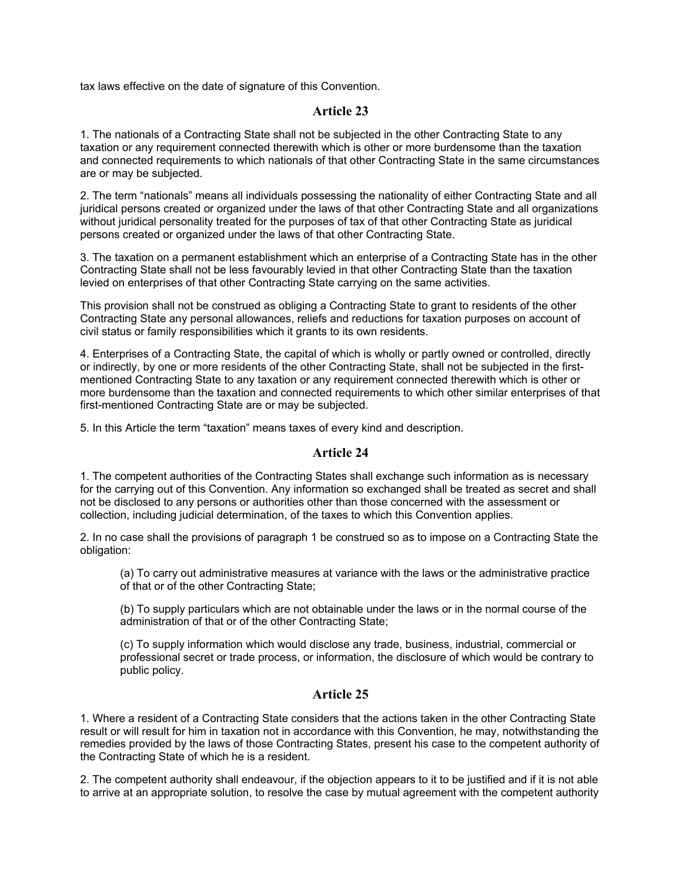tax laws effective on the date of signature of this Convention.

## Article 23

1. The nationals of a Contracting State shall not be subjected in the other Contracting State to any taxation or any requirement connected therewith which is other or more burdensome than the taxation and connected requirements to which nationals of that other Contracting State in the same circumstances are or may be subjected.

2. The term "nationals" means all individuals possessing the nationality of either Contracting State and all juridical persons created or organized under the laws of that other Contracting State and all organizations without juridical personality treated for the purposes of tax of that other Contracting State as juridical persons created or organized under the laws of that other Contracting State.

3. The taxation on a permanent establishment which an enterprise of a Contracting State has in the other Contracting State shall not be less favourably levied in that other Contracting State than the taxation levied on enterprises of that other Contracting State carrying on the same activities.

This provision shall not be construed as obliging a Contracting State to grant to residents of the other Contracting State any personal allowances, reliefs and reductions for taxation purposes on account of civil status or family responsibilities which it grants to its own residents.

4. Enterprises of a Contracting State, the capital of which is wholly or partly owned or controlled, directly or indirectly, by one or more residents of the other Contracting State, shall not be subjected in the first-mentioned Contracting State to any taxation or any requirement connected therewith which is other or more burdensome than the taxation and connected requirements to which other similar enterprises of that first-mentioned Contracting State are or may be subjected.

5. In this Article the term "taxation" means taxes of every kind and description.

## Article 24

1. The competent authorities of the Contracting States shall exchange such information as is necessary for the carrying out of this Convention. Any information so exchanged shall be treated as secret and shall not be disclosed to any persons or authorities other than those concerned with the assessment or collection, including judicial determination, of the taxes to which this Convention applies.

2. In no case shall the provisions of paragraph 1 be construed so as to impose on a Contracting State the obligation:

(a) To carry out administrative measures at variance with the laws or the administrative practice of that or of the other Contracting State;

(b) To supply particulars which are not obtainable under the laws or in the normal course of the administration of that or of the other Contracting State;

(c) To supply information which would disclose any trade, business, industrial, commercial or professional secret or trade process, or information, the disclosure of which would be contrary to public policy.

## Article 25

1. Where a resident of a Contracting State considers that the actions taken in the other Contracting State result or will result for him in taxation not in accordance with this Convention, he may, notwithstanding the remedies provided by the laws of those Contracting States, present his case to the competent authority of the Contracting State of which he is a resident.

2. The competent authority shall endeavour, if the objection appears to it to be justified and if it is not able to arrive at an appropriate solution, to resolve the case by mutual agreement with the competent authority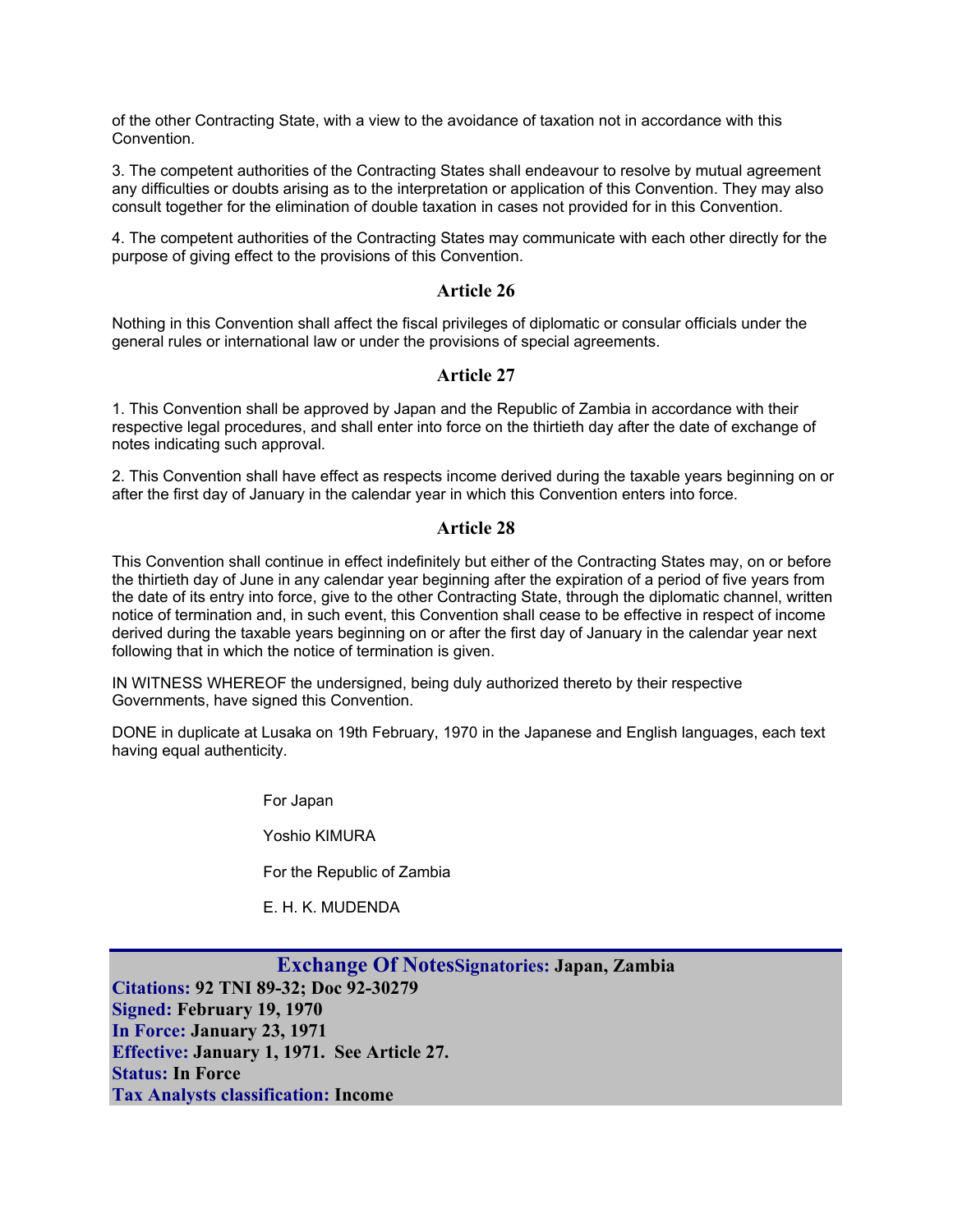of the other Contracting State, with a view to the avoidance of taxation not in accordance with this Convention.

3. The competent authorities of the Contracting States shall endeavour to resolve by mutual agreement any difficulties or doubts arising as to the interpretation or application of this Convention. They may also consult together for the elimination of double taxation in cases not provided for in this Convention.

4. The competent authorities of the Contracting States may communicate with each other directly for the purpose of giving effect to the provisions of this Convention.

### Article 26

Nothing in this Convention shall affect the fiscal privileges of diplomatic or consular officials under the general rules or international law or under the provisions of special agreements.

### Article 27

1. This Convention shall be approved by Japan and the Republic of Zambia in accordance with their respective legal procedures, and shall enter into force on the thirtieth day after the date of exchange of notes indicating such approval.

2. This Convention shall have effect as respects income derived during the taxable years beginning on or after the first day of January in the calendar year in which this Convention enters into force.

### Article 28

This Convention shall continue in effect indefinitely but either of the Contracting States may, on or before the thirtieth day of June in any calendar year beginning after the expiration of a period of five years from the date of its entry into force, give to the other Contracting State, through the diplomatic channel, written notice of termination and, in such event, this Convention shall cease to be effective in respect of income derived during the taxable years beginning on or after the first day of January in the calendar year next following that in which the notice of termination is given.

IN WITNESS WHEREOF the undersigned, being duly authorized thereto by their respective Governments, have signed this Convention.

DONE in duplicate at Lusaka on 19th February, 1970 in the Japanese and English languages, each text having equal authenticity.

For Japan

Yoshio KIMURA

For the Republic of Zambia

E. H. K. MUDENDA

## Exchange Of Notes

**Signatories:** Japan, Zambia
**Citations:** 92 TNI 89-32; Doc 92-30279
**Signed:** February 19, 1970
**In Force:** January 23, 1971
**Effective:** January 1, 1971. See Article 27.
**Status:** In Force
**Tax Analysts classification:** Income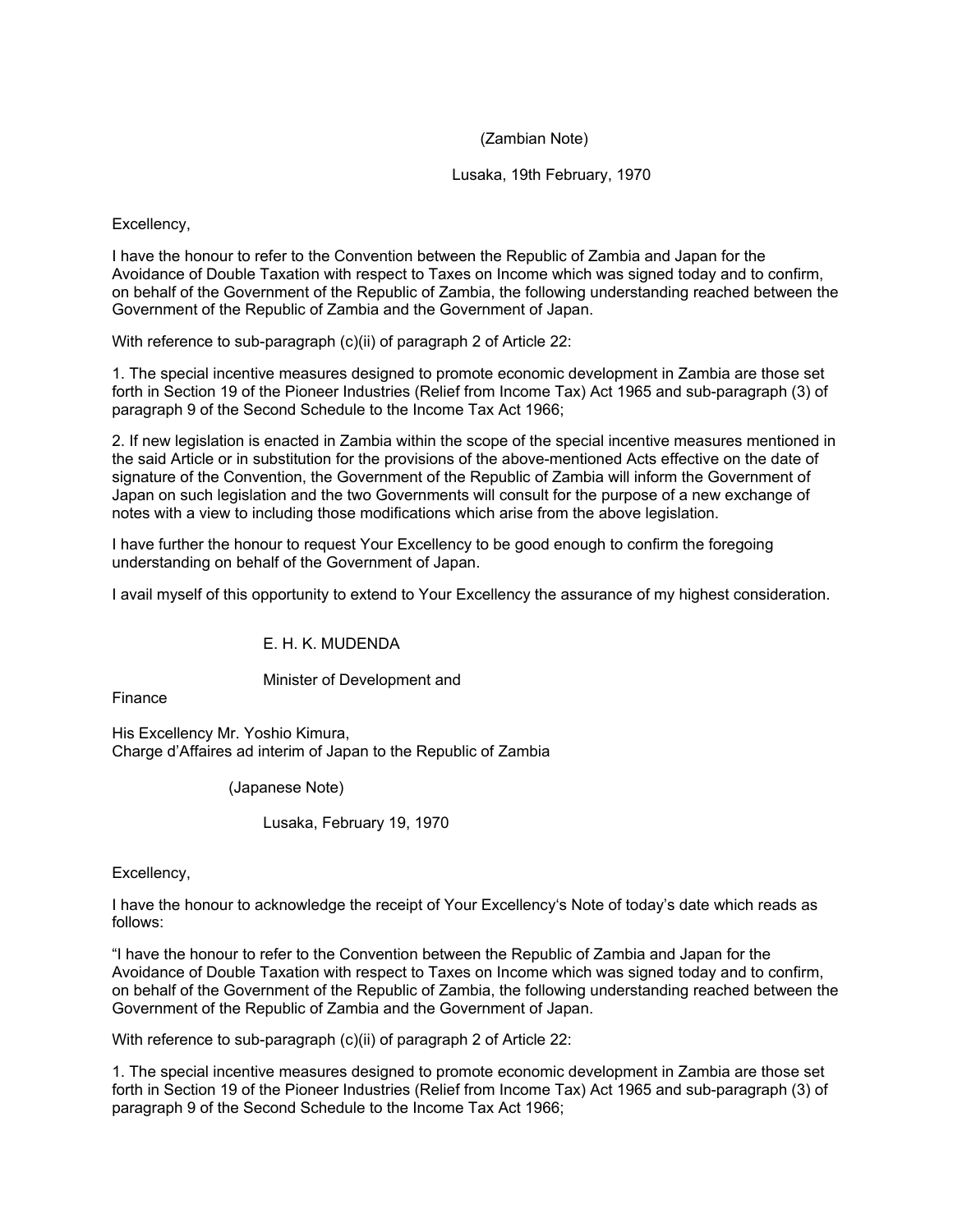(Zambian Note)

Lusaka, 19th February, 1970

Excellency,

I have the honour to refer to the Convention between the Republic of Zambia and Japan for the Avoidance of Double Taxation with respect to Taxes on Income which was signed today and to confirm, on behalf of the Government of the Republic of Zambia, the following understanding reached between the Government of the Republic of Zambia and the Government of Japan.

With reference to sub-paragraph (c)(ii) of paragraph 2 of Article 22:

1. The special incentive measures designed to promote economic development in Zambia are those set forth in Section 19 of the Pioneer Industries (Relief from Income Tax) Act 1965 and sub-paragraph (3) of paragraph 9 of the Second Schedule to the Income Tax Act 1966;

2. If new legislation is enacted in Zambia within the scope of the special incentive measures mentioned in the said Article or in substitution for the provisions of the above-mentioned Acts effective on the date of signature of the Convention, the Government of the Republic of Zambia will inform the Government of Japan on such legislation and the two Governments will consult for the purpose of a new exchange of notes with a view to including those modifications which arise from the above legislation.

I have further the honour to request Your Excellency to be good enough to confirm the foregoing understanding on behalf of the Government of Japan.

I avail myself of this opportunity to extend to Your Excellency the assurance of my highest consideration.

E. H. K. MUDENDA

Minister of Development and Finance

His Excellency Mr. Yoshio Kimura,
Charge d'Affaires ad interim of Japan to the Republic of Zambia

(Japanese Note)

Lusaka, February 19, 1970

Excellency,

I have the honour to acknowledge the receipt of Your Excellency's Note of today's date which reads as follows:

"I have the honour to refer to the Convention between the Republic of Zambia and Japan for the Avoidance of Double Taxation with respect to Taxes on Income which was signed today and to confirm, on behalf of the Government of the Republic of Zambia, the following understanding reached between the Government of the Republic of Zambia and the Government of Japan.

With reference to sub-paragraph (c)(ii) of paragraph 2 of Article 22:

1. The special incentive measures designed to promote economic development in Zambia are those set forth in Section 19 of the Pioneer Industries (Relief from Income Tax) Act 1965 and sub-paragraph (3) of paragraph 9 of the Second Schedule to the Income Tax Act 1966;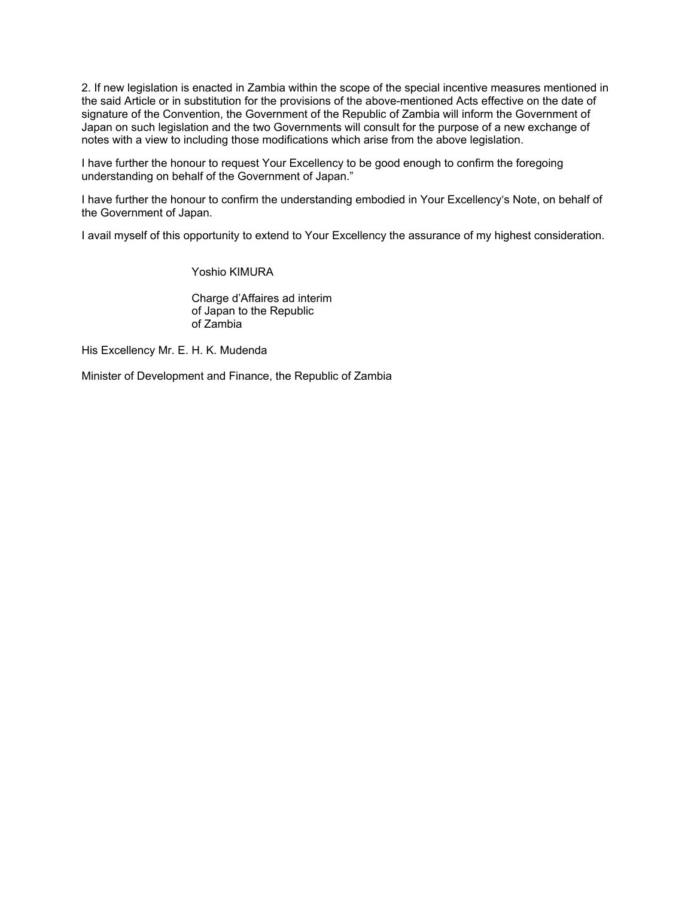2. If new legislation is enacted in Zambia within the scope of the special incentive measures mentioned in the said Article or in substitution for the provisions of the above-mentioned Acts effective on the date of signature of the Convention, the Government of the Republic of Zambia will inform the Government of Japan on such legislation and the two Governments will consult for the purpose of a new exchange of notes with a view to including those modifications which arise from the above legislation.

I have further the honour to request Your Excellency to be good enough to confirm the foregoing understanding on behalf of the Government of Japan."

I have further the honour to confirm the understanding embodied in Your Excellency's Note, on behalf of the Government of Japan.

I avail myself of this opportunity to extend to Your Excellency the assurance of my highest consideration.

Yoshio KIMURA

Charge d'Affaires ad interim
of Japan to the Republic
of Zambia

His Excellency Mr. E. H. K. Mudenda

Minister of Development and Finance, the Republic of Zambia